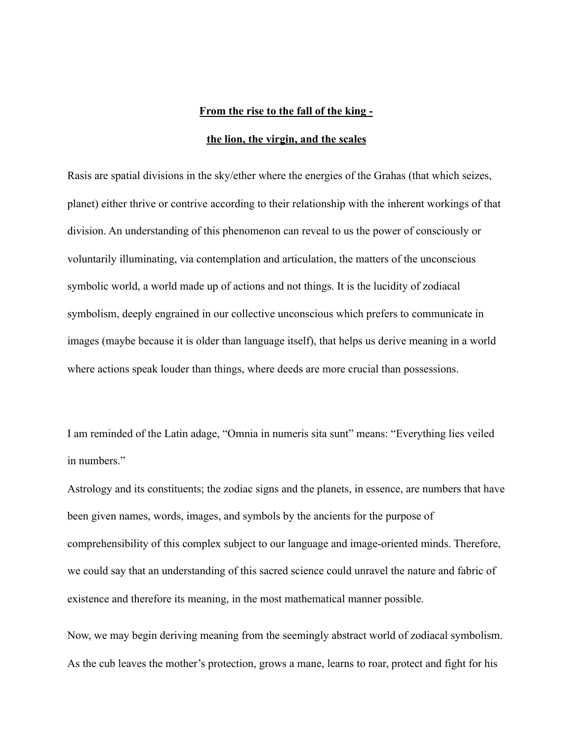**<u>From the rise to the fall of the king -</u>**

**<u>the lion, the virgin, and the scales</u>**

Rasis are spatial divisions in the sky/ether where the energies of the Grahas (that which seizes, planet) either thrive or contrive according to their relationship with the inherent workings of that division. An understanding of this phenomenon can reveal to us the power of consciously or voluntarily illuminating, via contemplation and articulation, the matters of the unconscious symbolic world, a world made up of actions and not things. It is the lucidity of zodiacal symbolism, deeply engrained in our collective unconscious which prefers to communicate in images (maybe because it is older than language itself), that helps us derive meaning in a world where actions speak louder than things, where deeds are more crucial than possessions.

I am reminded of the Latin adage, "Omnia in numeris sita sunt" means: "Everything lies veiled in numbers."

Astrology and its constituents; the zodiac signs and the planets, in essence, are numbers that have been given names, words, images, and symbols by the ancients for the purpose of comprehensibility of this complex subject to our language and image-oriented minds. Therefore, we could say that an understanding of this sacred science could unravel the nature and fabric of existence and therefore its meaning, in the most mathematical manner possible.

Now, we may begin deriving meaning from the seemingly abstract world of zodiacal symbolism. As the cub leaves the mother's protection, grows a mane, learns to roar, protect and fight for his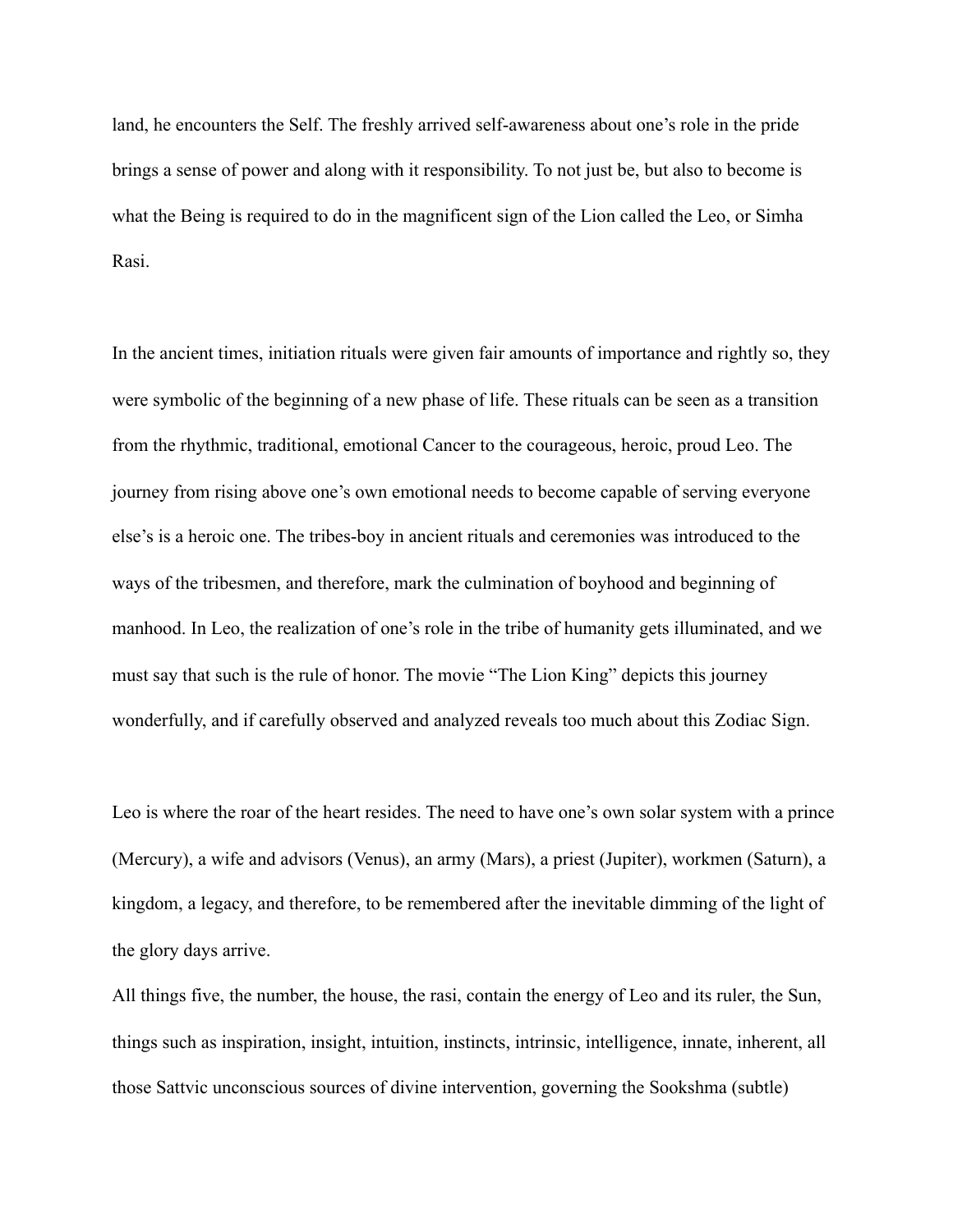land, he encounters the Self. The freshly arrived self-awareness about one's role in the pride brings a sense of power and along with it responsibility. To not just be, but also to become is what the Being is required to do in the magnificent sign of the Lion called the Leo, or Simha Rasi.

In the ancient times, initiation rituals were given fair amounts of importance and rightly so, they were symbolic of the beginning of a new phase of life. These rituals can be seen as a transition from the rhythmic, traditional, emotional Cancer to the courageous, heroic, proud Leo. The journey from rising above one's own emotional needs to become capable of serving everyone else's is a heroic one. The tribes-boy in ancient rituals and ceremonies was introduced to the ways of the tribesmen, and therefore, mark the culmination of boyhood and beginning of manhood. In Leo, the realization of one's role in the tribe of humanity gets illuminated, and we must say that such is the rule of honor. The movie "The Lion King" depicts this journey wonderfully, and if carefully observed and analyzed reveals too much about this Zodiac Sign.

Leo is where the roar of the heart resides. The need to have one's own solar system with a prince (Mercury), a wife and advisors (Venus), an army (Mars), a priest (Jupiter), workmen (Saturn), a kingdom, a legacy, and therefore, to be remembered after the inevitable dimming of the light of the glory days arrive.

All things five, the number, the house, the rasi, contain the energy of Leo and its ruler, the Sun, things such as inspiration, insight, intuition, instincts, intrinsic, intelligence, innate, inherent, all those Sattvic unconscious sources of divine intervention, governing the Sookshma (subtle)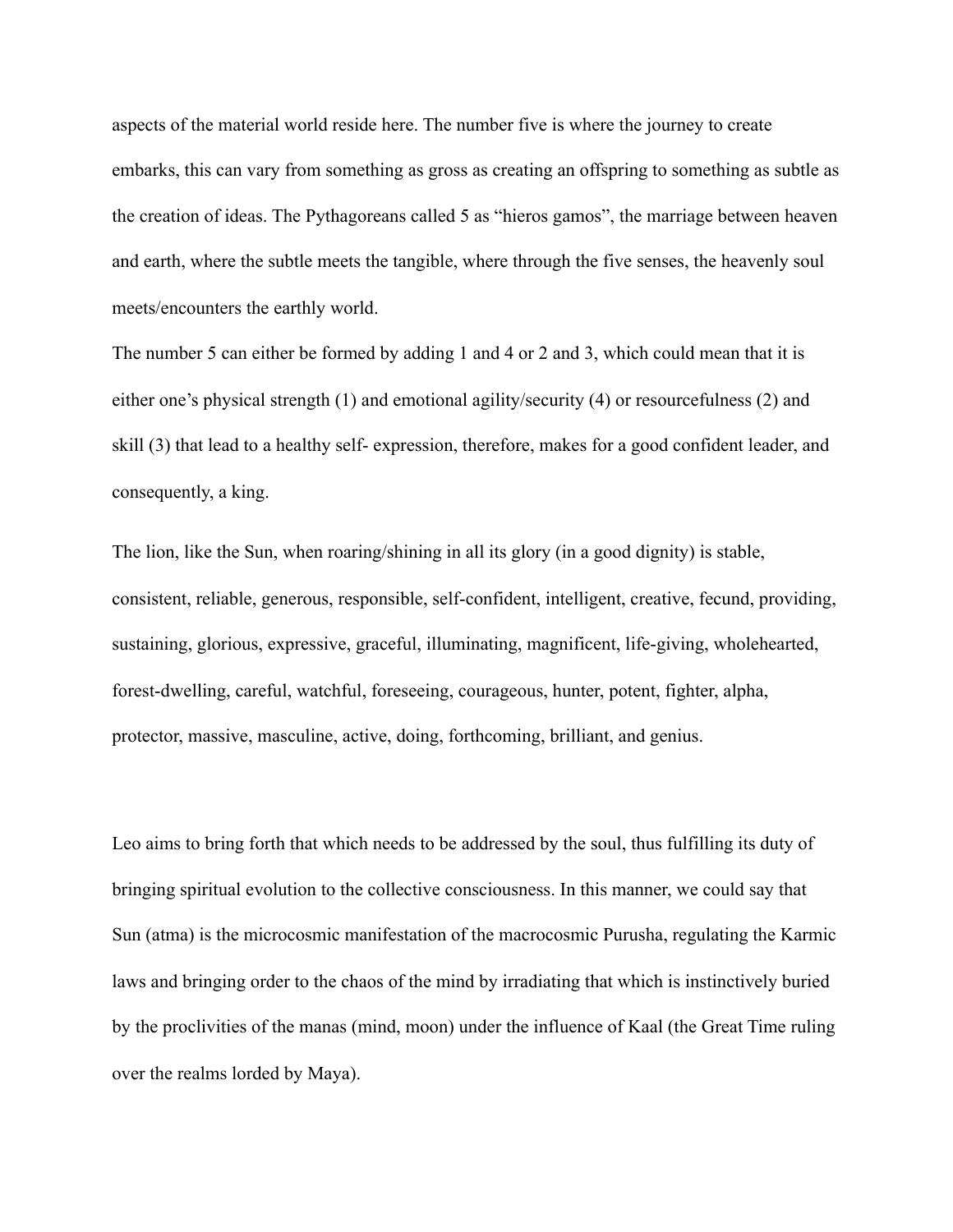aspects of the material world reside here. The number five is where the journey to create embarks, this can vary from something as gross as creating an offspring to something as subtle as the creation of ideas. The Pythagoreans called 5 as "hieros gamos", the marriage between heaven and earth, where the subtle meets the tangible, where through the five senses, the heavenly soul meets/encounters the earthly world.

The number 5 can either be formed by adding 1 and 4 or 2 and 3, which could mean that it is either one's physical strength (1) and emotional agility/security (4) or resourcefulness (2) and skill (3) that lead to a healthy self- expression, therefore, makes for a good confident leader, and consequently, a king.

The lion, like the Sun, when roaring/shining in all its glory (in a good dignity) is stable, consistent, reliable, generous, responsible, self-confident, intelligent, creative, fecund, providing, sustaining, glorious, expressive, graceful, illuminating, magnificent, life-giving, wholehearted, forest-dwelling, careful, watchful, foreseeing, courageous, hunter, potent, fighter, alpha, protector, massive, masculine, active, doing, forthcoming, brilliant, and genius.

Leo aims to bring forth that which needs to be addressed by the soul, thus fulfilling its duty of bringing spiritual evolution to the collective consciousness. In this manner, we could say that Sun (atma) is the microcosmic manifestation of the macrocosmic Purusha, regulating the Karmic laws and bringing order to the chaos of the mind by irradiating that which is instinctively buried by the proclivities of the manas (mind, moon) under the influence of Kaal (the Great Time ruling over the realms lorded by Maya).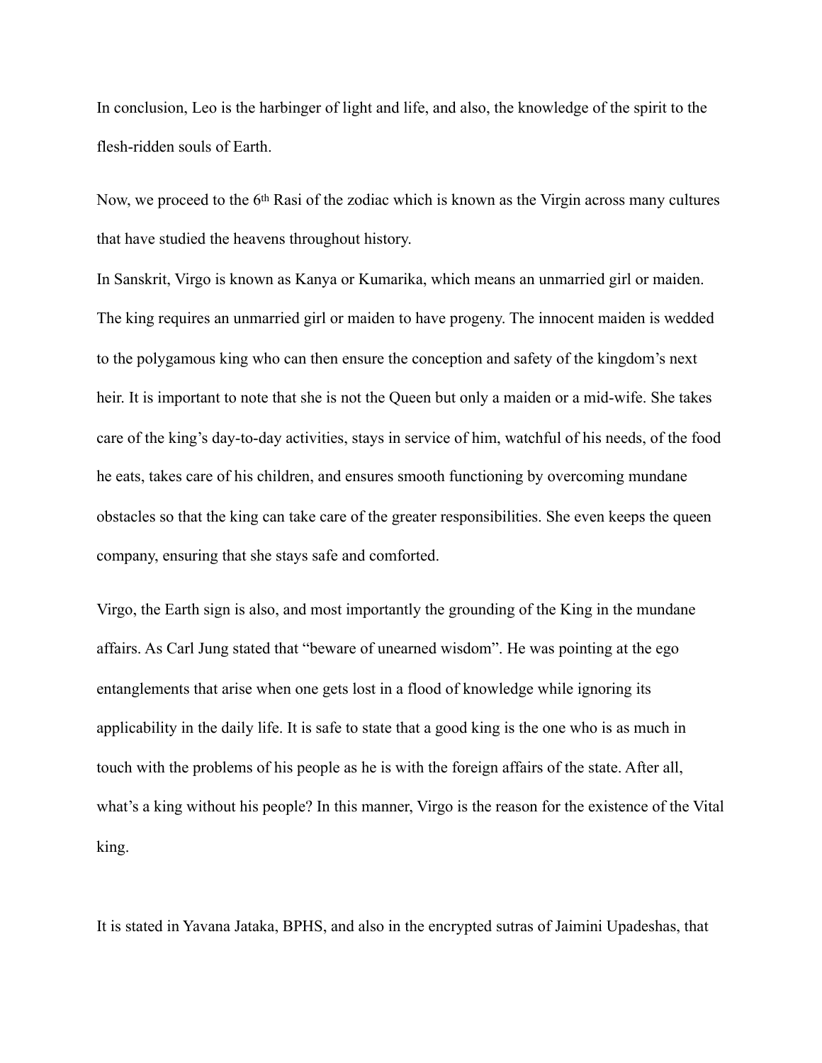In conclusion, Leo is the harbinger of light and life, and also, the knowledge of the spirit to the flesh-ridden souls of Earth.

Now, we proceed to the 6th Rasi of the zodiac which is known as the Virgin across many cultures that have studied the heavens throughout history.

In Sanskrit, Virgo is known as Kanya or Kumarika, which means an unmarried girl or maiden. The king requires an unmarried girl or maiden to have progeny. The innocent maiden is wedded to the polygamous king who can then ensure the conception and safety of the kingdom's next heir. It is important to note that she is not the Queen but only a maiden or a mid-wife. She takes care of the king's day-to-day activities, stays in service of him, watchful of his needs, of the food he eats, takes care of his children, and ensures smooth functioning by overcoming mundane obstacles so that the king can take care of the greater responsibilities. She even keeps the queen company, ensuring that she stays safe and comforted.

Virgo, the Earth sign is also, and most importantly the grounding of the King in the mundane affairs. As Carl Jung stated that "beware of unearned wisdom". He was pointing at the ego entanglements that arise when one gets lost in a flood of knowledge while ignoring its applicability in the daily life. It is safe to state that a good king is the one who is as much in touch with the problems of his people as he is with the foreign affairs of the state. After all, what's a king without his people? In this manner, Virgo is the reason for the existence of the Vital king.

It is stated in Yavana Jataka, BPHS, and also in the encrypted sutras of Jaimini Upadeshas, that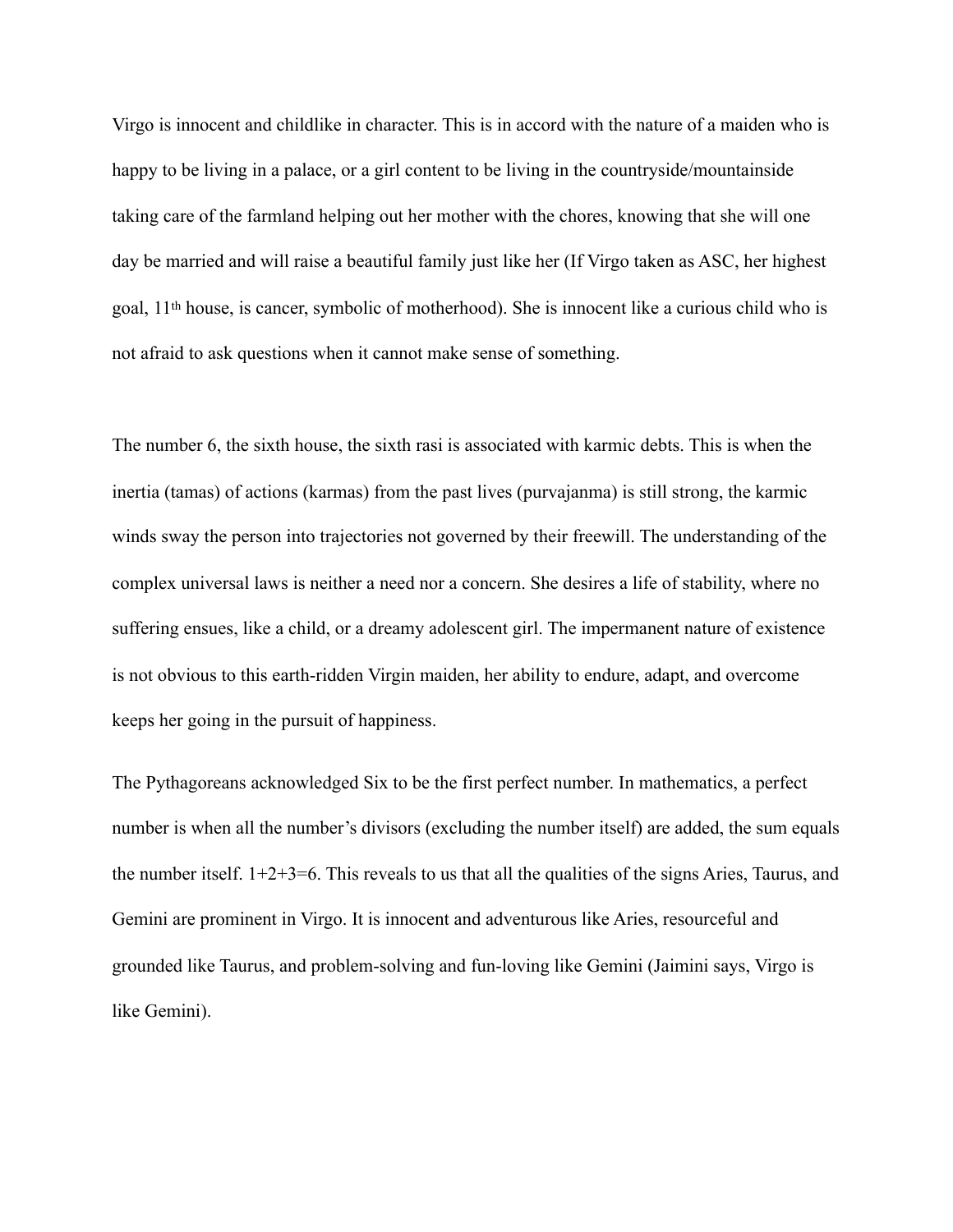Virgo is innocent and childlike in character. This is in accord with the nature of a maiden who is happy to be living in a palace, or a girl content to be living in the countryside/mountainside taking care of the farmland helping out her mother with the chores, knowing that she will one day be married and will raise a beautiful family just like her (If Virgo taken as ASC, her highest goal, 11th house, is cancer, symbolic of motherhood). She is innocent like a curious child who is not afraid to ask questions when it cannot make sense of something.

The number 6, the sixth house, the sixth rasi is associated with karmic debts. This is when the inertia (tamas) of actions (karmas) from the past lives (purvajanma) is still strong, the karmic winds sway the person into trajectories not governed by their freewill. The understanding of the complex universal laws is neither a need nor a concern. She desires a life of stability, where no suffering ensues, like a child, or a dreamy adolescent girl. The impermanent nature of existence is not obvious to this earth-ridden Virgin maiden, her ability to endure, adapt, and overcome keeps her going in the pursuit of happiness.

The Pythagoreans acknowledged Six to be the first perfect number. In mathematics, a perfect number is when all the number's divisors (excluding the number itself) are added, the sum equals the number itself. $1+2+3=6$. This reveals to us that all the qualities of the signs Aries, Taurus, and Gemini are prominent in Virgo. It is innocent and adventurous like Aries, resourceful and grounded like Taurus, and problem-solving and fun-loving like Gemini (Jaimini says, Virgo is like Gemini).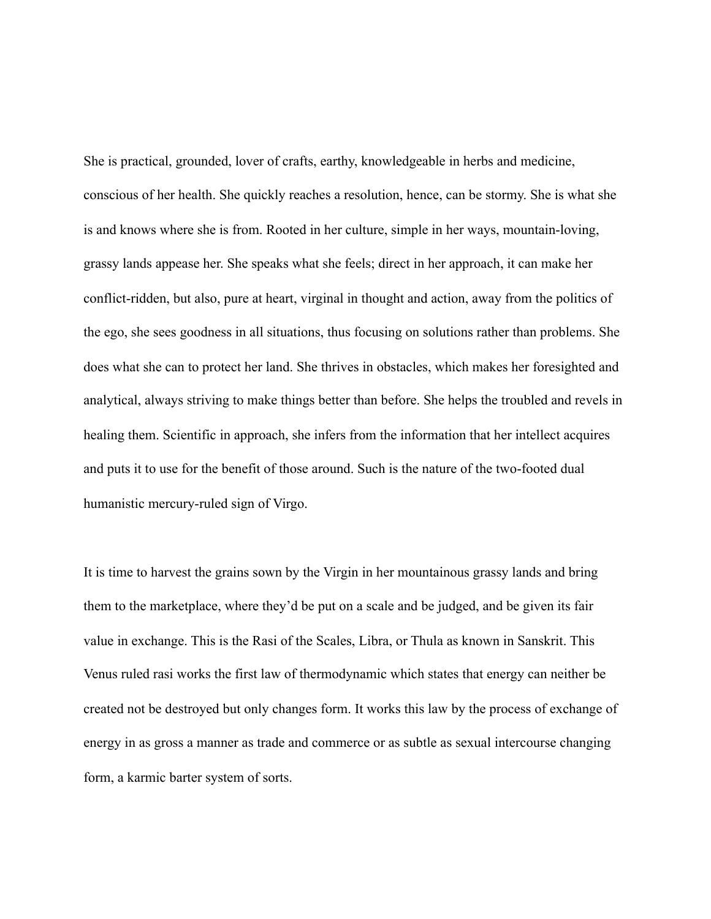She is practical, grounded, lover of crafts, earthy, knowledgeable in herbs and medicine, conscious of her health. She quickly reaches a resolution, hence, can be stormy. She is what she is and knows where she is from. Rooted in her culture, simple in her ways, mountain-loving, grassy lands appease her. She speaks what she feels; direct in her approach, it can make her conflict-ridden, but also, pure at heart, virginal in thought and action, away from the politics of the ego, she sees goodness in all situations, thus focusing on solutions rather than problems. She does what she can to protect her land. She thrives in obstacles, which makes her foresighted and analytical, always striving to make things better than before. She helps the troubled and revels in healing them. Scientific in approach, she infers from the information that her intellect acquires and puts it to use for the benefit of those around. Such is the nature of the two-footed dual humanistic mercury-ruled sign of Virgo.

It is time to harvest the grains sown by the Virgin in her mountainous grassy lands and bring them to the marketplace, where they'd be put on a scale and be judged, and be given its fair value in exchange. This is the Rasi of the Scales, Libra, or Thula as known in Sanskrit. This Venus ruled rasi works the first law of thermodynamic which states that energy can neither be created not be destroyed but only changes form. It works this law by the process of exchange of energy in as gross a manner as trade and commerce or as subtle as sexual intercourse changing form, a karmic barter system of sorts.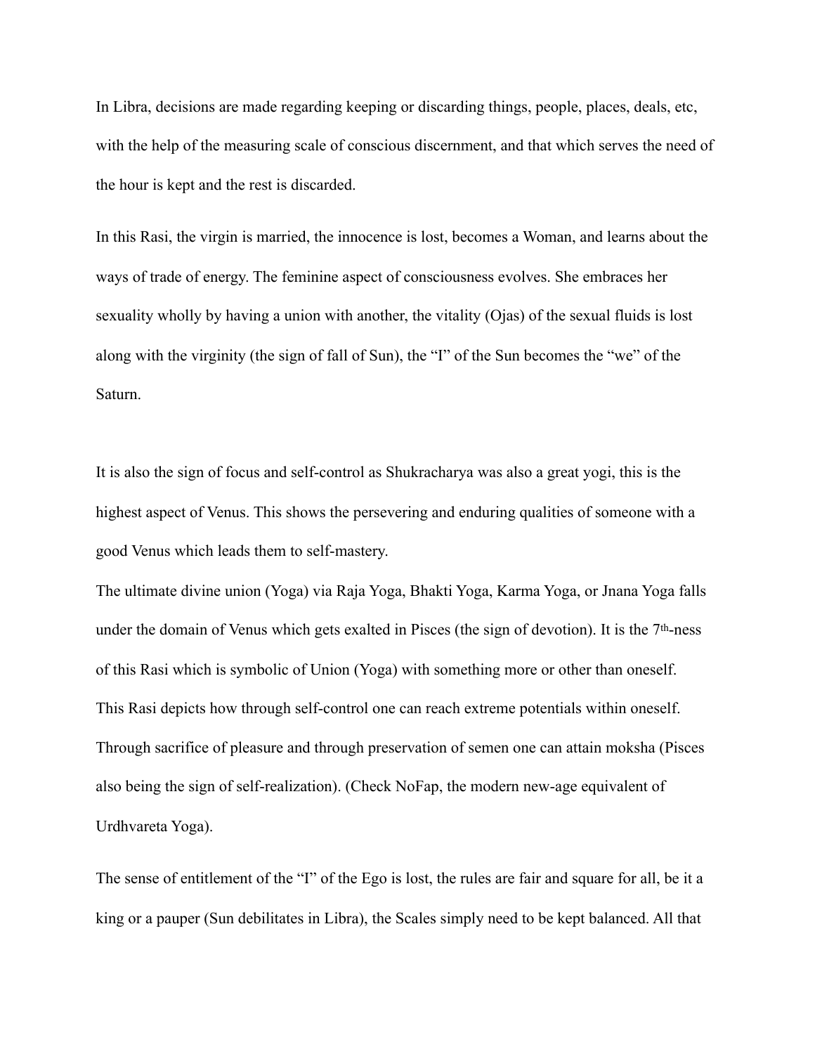In Libra, decisions are made regarding keeping or discarding things, people, places, deals, etc, with the help of the measuring scale of conscious discernment, and that which serves the need of the hour is kept and the rest is discarded.

In this Rasi, the virgin is married, the innocence is lost, becomes a Woman, and learns about the ways of trade of energy. The feminine aspect of consciousness evolves. She embraces her sexuality wholly by having a union with another, the vitality (Ojas) of the sexual fluids is lost along with the virginity (the sign of fall of Sun), the "I" of the Sun becomes the "we" of the Saturn.

It is also the sign of focus and self-control as Shukracharya was also a great yogi, this is the highest aspect of Venus. This shows the persevering and enduring qualities of someone with a good Venus which leads them to self-mastery.

The ultimate divine union (Yoga) via Raja Yoga, Bhakti Yoga, Karma Yoga, or Jnana Yoga falls under the domain of Venus which gets exalted in Pisces (the sign of devotion). It is the 7th-ness of this Rasi which is symbolic of Union (Yoga) with something more or other than oneself. This Rasi depicts how through self-control one can reach extreme potentials within oneself. Through sacrifice of pleasure and through preservation of semen one can attain moksha (Pisces also being the sign of self-realization). (Check NoFap, the modern new-age equivalent of Urdhvareta Yoga).

The sense of entitlement of the "I" of the Ego is lost, the rules are fair and square for all, be it a king or a pauper (Sun debilitates in Libra), the Scales simply need to be kept balanced. All that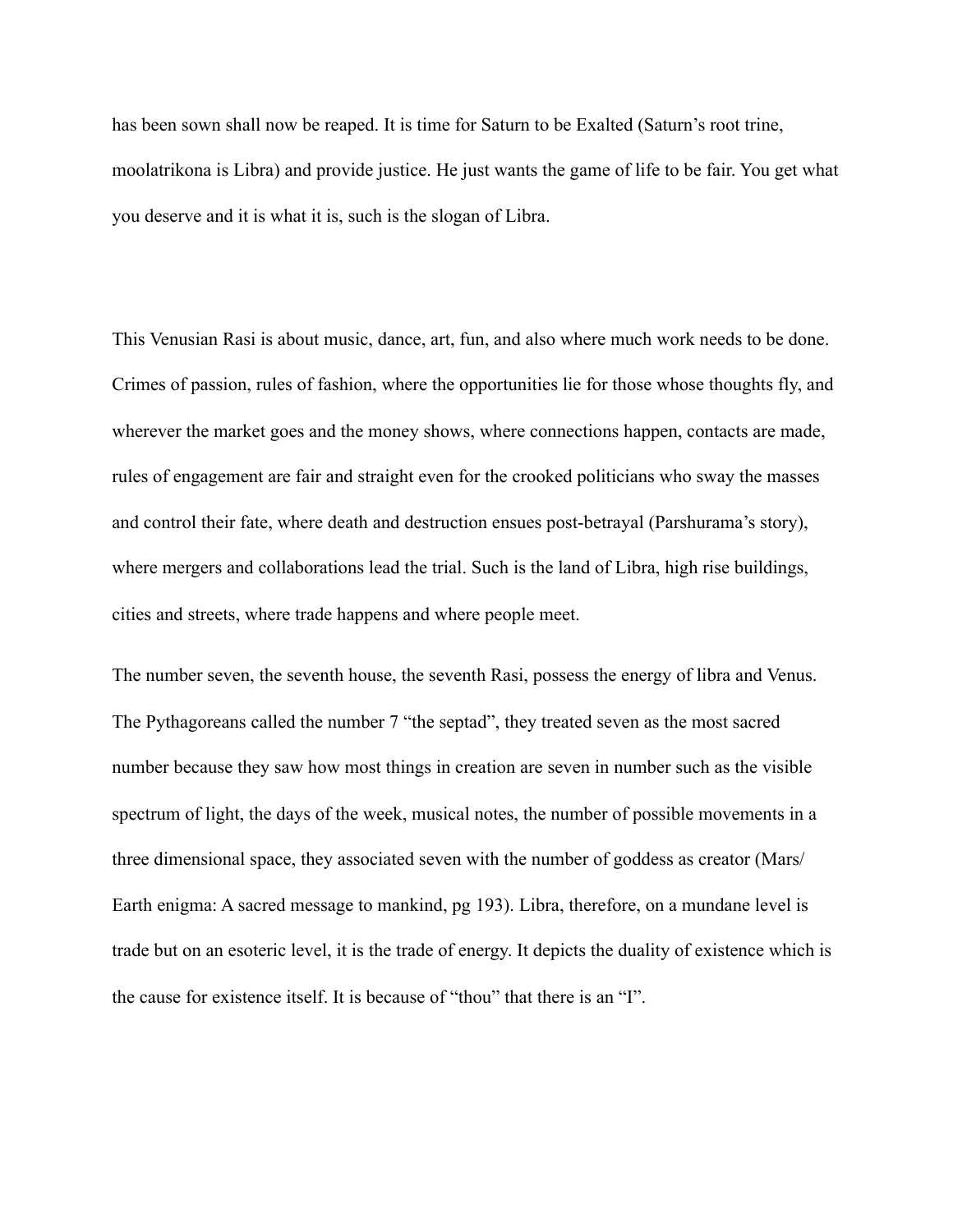has been sown shall now be reaped. It is time for Saturn to be Exalted (Saturn's root trine, moolatrikona is Libra) and provide justice. He just wants the game of life to be fair. You get what you deserve and it is what it is, such is the slogan of Libra.

This Venusian Rasi is about music, dance, art, fun, and also where much work needs to be done. Crimes of passion, rules of fashion, where the opportunities lie for those whose thoughts fly, and wherever the market goes and the money shows, where connections happen, contacts are made, rules of engagement are fair and straight even for the crooked politicians who sway the masses and control their fate, where death and destruction ensues post-betrayal (Parshurama's story), where mergers and collaborations lead the trial. Such is the land of Libra, high rise buildings, cities and streets, where trade happens and where people meet.

The number seven, the seventh house, the seventh Rasi, possess the energy of libra and Venus. The Pythagoreans called the number 7 "the septad", they treated seven as the most sacred number because they saw how most things in creation are seven in number such as the visible spectrum of light, the days of the week, musical notes, the number of possible movements in a three dimensional space, they associated seven with the number of goddess as creator (Mars/ Earth enigma: A sacred message to mankind, pg 193). Libra, therefore, on a mundane level is trade but on an esoteric level, it is the trade of energy. It depicts the duality of existence which is the cause for existence itself. It is because of "thou" that there is an "I".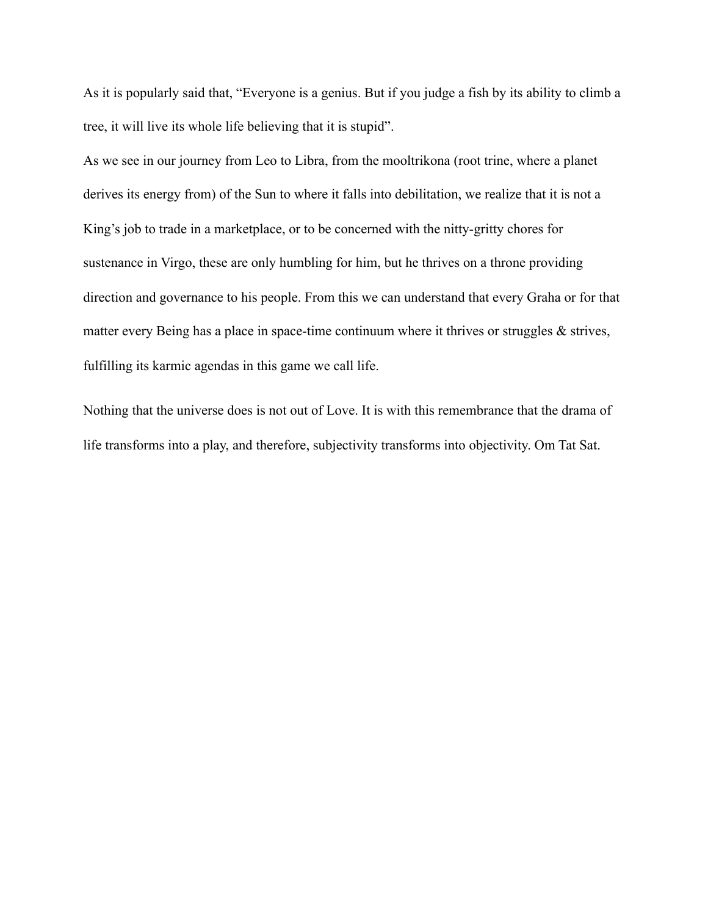As it is popularly said that, “Everyone is a genius. But if you judge a fish by its ability to climb a tree, it will live its whole life believing that it is stupid”.

As we see in our journey from Leo to Libra, from the mooltrikona (root trine, where a planet derives its energy from) of the Sun to where it falls into debilitation, we realize that it is not a King’s job to trade in a marketplace, or to be concerned with the nitty-gritty chores for sustenance in Virgo, these are only humbling for him, but he thrives on a throne providing direction and governance to his people. From this we can understand that every Graha or for that matter every Being has a place in space-time continuum where it thrives or struggles & strives, fulfilling its karmic agendas in this game we call life.

Nothing that the universe does is not out of Love. It is with this remembrance that the drama of life transforms into a play, and therefore, subjectivity transforms into objectivity. Om Tat Sat.